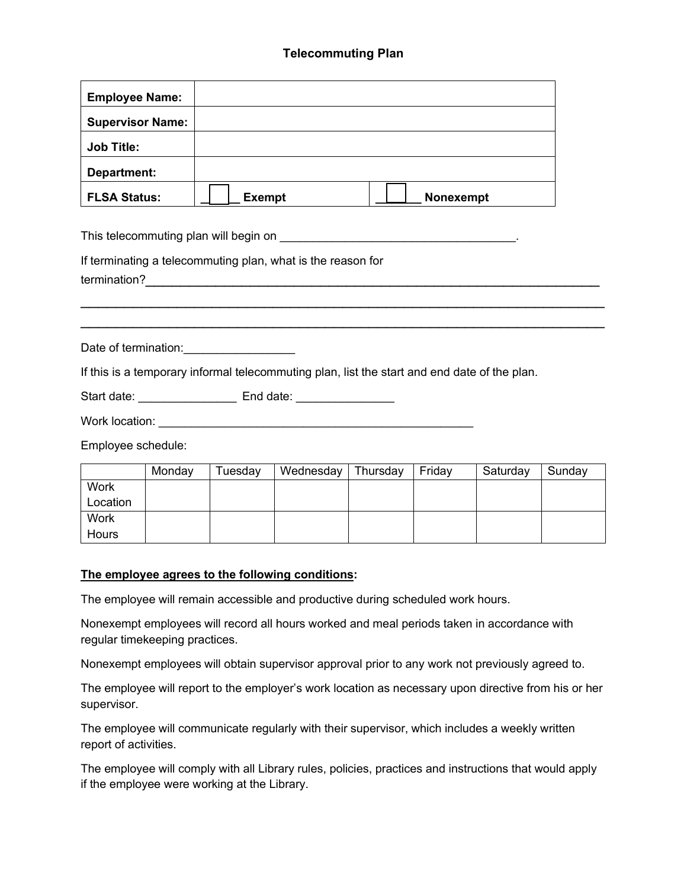# Telecommuting Plan

| | | |
|---|---|---|
| **Employee Name:** | | |
| **Supervisor Name:** | | |
| **Job Title:** | | |
| **Department:** | | |
| **FLSA Status:** | ☐ **Exempt** | ☐ **Nonexempt** |

This telecommuting plan will begin on ____________________________________.

If terminating a telecommuting plan, what is the reason for termination?________________________________________________________________________

________________________________________________________________________________

________________________________________________________________________________

Date of termination:_________________

If this is a temporary informal telecommuting plan, list the start and end date of the plan.

Start date: _______________ End date: _______________

Work location: ___________________________________________________

Employee schedule:

| | Monday | Tuesday | Wednesday | Thursday | Friday | Saturday | Sunday |
|---|---|---|---|---|---|---|---|
| Work Location | | | | | | | |
| Work Hours | | | | | | | |

**The employee agrees to the following conditions:**

The employee will remain accessible and productive during scheduled work hours.

Nonexempt employees will record all hours worked and meal periods taken in accordance with regular timekeeping practices.

Nonexempt employees will obtain supervisor approval prior to any work not previously agreed to.

The employee will report to the employer's work location as necessary upon directive from his or her supervisor.

The employee will communicate regularly with their supervisor, which includes a weekly written report of activities.

The employee will comply with all Library rules, policies, practices and instructions that would apply if the employee were working at the Library.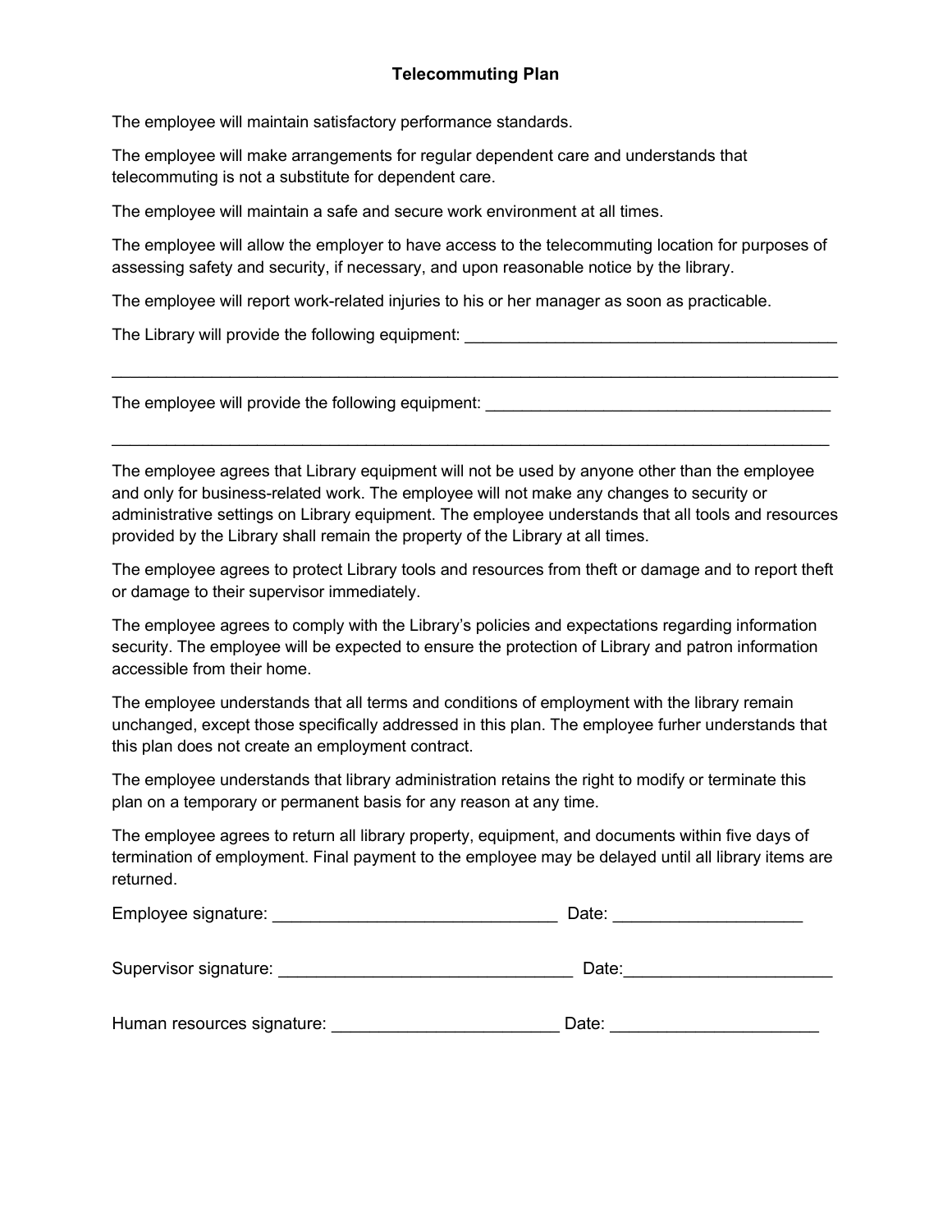## Telecommuting Plan

The employee will maintain satisfactory performance standards.

The employee will make arrangements for regular dependent care and understands that telecommuting is not a substitute for dependent care.

The employee will maintain a safe and secure work environment at all times.

The employee will allow the employer to have access to the telecommuting location for purposes of assessing safety and security, if necessary, and upon reasonable notice by the library.

The employee will report work-related injuries to his or her manager as soon as practicable.

The Library will provide the following equipment: ___________________________________________

______________________________________________________________________________________

The employee will provide the following equipment: _______________________________________

______________________________________________________________________________________

The employee agrees that Library equipment will not be used by anyone other than the employee and only for business-related work. The employee will not make any changes to security or administrative settings on Library equipment. The employee understands that all tools and resources provided by the Library shall remain the property of the Library at all times.

The employee agrees to protect Library tools and resources from theft or damage and to report theft or damage to their supervisor immediately.

The employee agrees to comply with the Library's policies and expectations regarding information security. The employee will be expected to ensure the protection of Library and patron information accessible from their home.

The employee understands that all terms and conditions of employment with the library remain unchanged, except those specifically addressed in this plan. The employee furher understands that this plan does not create an employment contract.

The employee understands that library administration retains the right to modify or terminate this plan on a temporary or permanent basis for any reason at any time.

The employee agrees to return all library property, equipment, and documents within five days of termination of employment. Final payment to the employee may be delayed until all library items are returned.

Employee signature: ______________________________ Date: ____________________

Supervisor signature: _______________________________ Date:______________________

Human resources signature: ________________________ Date: ______________________